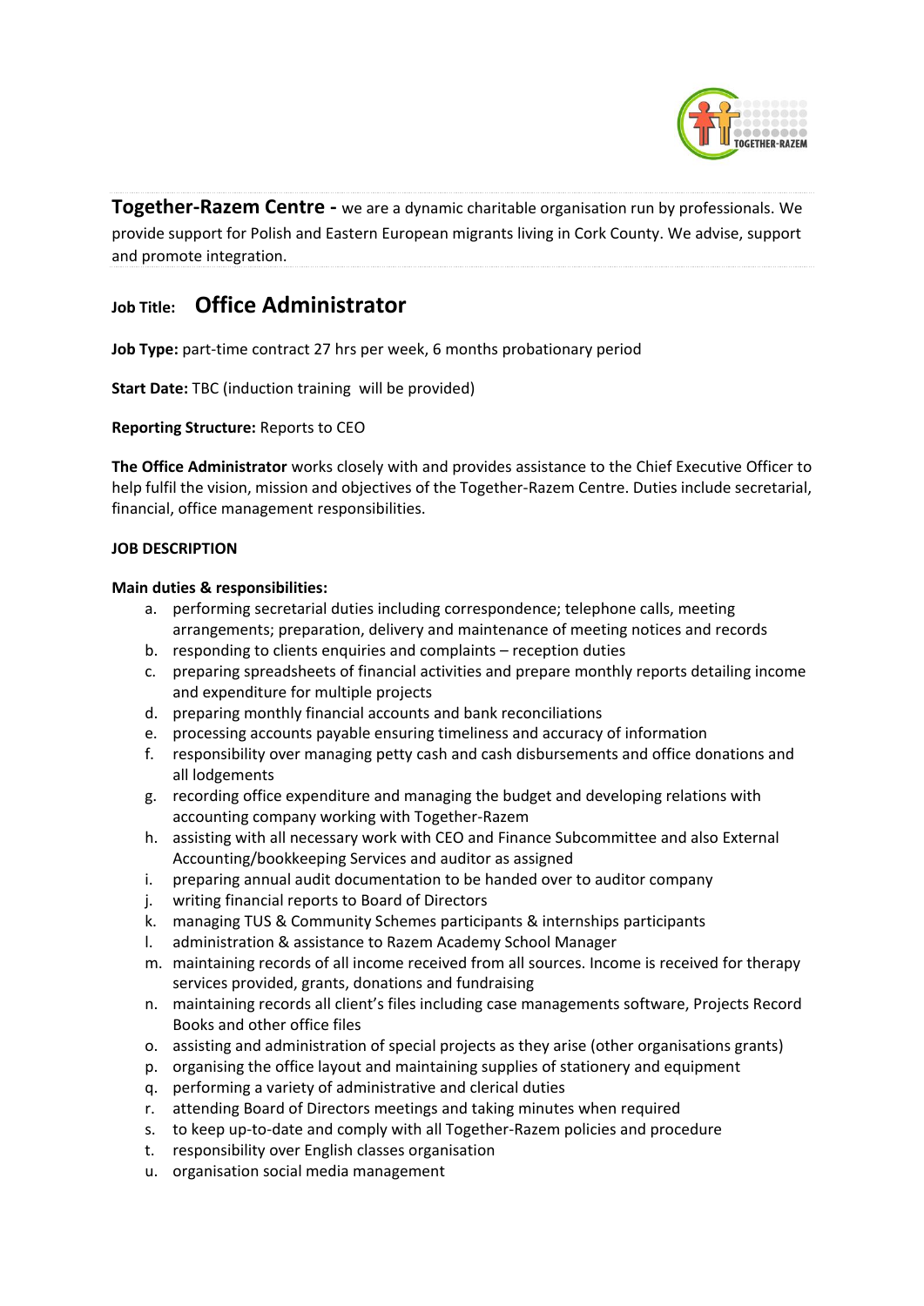**Together-Razem Centre -** we are a dynamic charitable organisation run by professionals. We provide support for Polish and Eastern European migrants living in Cork County. We advise, support and promote integration.

## Job Title: Office Administrator

**Job Type:** part-time contract 27 hrs per week, 6 months probationary period

**Start Date:** TBC (induction training will be provided)

**Reporting Structure:** Reports to CEO

**The Office Administrator** works closely with and provides assistance to the Chief Executive Officer to help fulfil the vision, mission and objectives of the Together-Razem Centre. Duties include secretarial, financial, office management responsibilities.

**JOB DESCRIPTION**

**Main duties & responsibilities:**

a. performing secretarial duties including correspondence; telephone calls, meeting arrangements; preparation, delivery and maintenance of meeting notices and records
b. responding to clients enquiries and complaints – reception duties
c. preparing spreadsheets of financial activities and prepare monthly reports detailing income and expenditure for multiple projects
d. preparing monthly financial accounts and bank reconciliations
e. processing accounts payable ensuring timeliness and accuracy of information
f. responsibility over managing petty cash and cash disbursements and office donations and all lodgements
g. recording office expenditure and managing the budget and developing relations with accounting company working with Together-Razem
h. assisting with all necessary work with CEO and Finance Subcommittee and also External Accounting/bookkeeping Services and auditor as assigned
i. preparing annual audit documentation to be handed over to auditor company
j. writing financial reports to Board of Directors
k. managing TUS & Community Schemes participants & internships participants
l. administration & assistance to Razem Academy School Manager
m. maintaining records of all income received from all sources. Income is received for therapy services provided, grants, donations and fundraising
n. maintaining records all client's files including case managements software, Projects Record Books and other office files
o. assisting and administration of special projects as they arise (other organisations grants)
p. organising the office layout and maintaining supplies of stationery and equipment
q. performing a variety of administrative and clerical duties
r. attending Board of Directors meetings and taking minutes when required
s. to keep up-to-date and comply with all Together-Razem policies and procedure
t. responsibility over English classes organisation
u. organisation social media management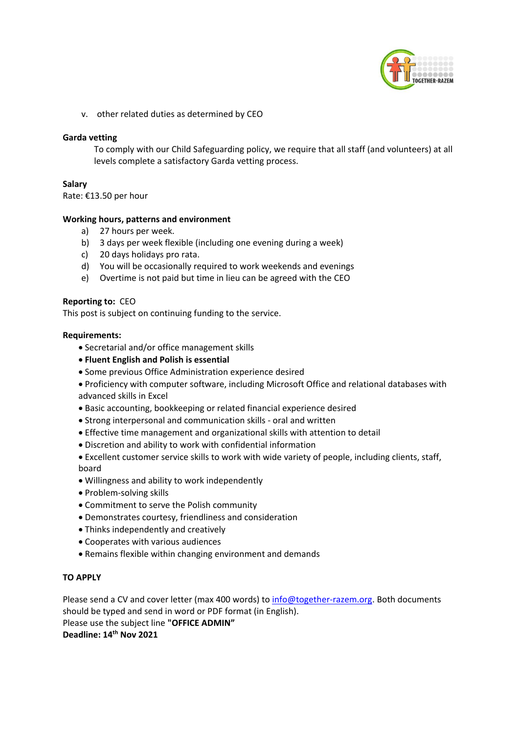v. other related duties as determined by CEO

**Garda vetting**

To comply with our Child Safeguarding policy, we require that all staff (and volunteers) at all levels complete a satisfactory Garda vetting process.

**Salary**

Rate: €13.50 per hour

**Working hours, patterns and environment**

a) 27 hours per week.
b) 3 days per week flexible (including one evening during a week)
c) 20 days holidays pro rata.
d) You will be occasionally required to work weekends and evenings
e) Overtime is not paid but time in lieu can be agreed with the CEO

**Reporting to:** CEO

This post is subject on continuing funding to the service.

**Requirements:**

- Secretarial and/or office management skills
- **Fluent English and Polish is essential**
- Some previous Office Administration experience desired
- Proficiency with computer software, including Microsoft Office and relational databases with advanced skills in Excel
- Basic accounting, bookkeeping or related financial experience desired
- Strong interpersonal and communication skills - oral and written
- Effective time management and organizational skills with attention to detail
- Discretion and ability to work with confidential information
- Excellent customer service skills to work with wide variety of people, including clients, staff, board
- Willingness and ability to work independently
- Problem-solving skills
- Commitment to serve the Polish community
- Demonstrates courtesy, friendliness and consideration
- Thinks independently and creatively
- Cooperates with various audiences
- Remains flexible within changing environment and demands

**TO APPLY**

Please send a CV and cover letter (max 400 words) to info@together-razem.org. Both documents should be typed and send in word or PDF format (in English).

Please use the subject line **"OFFICE ADMIN"**

**Deadline: 14th Nov 2021**